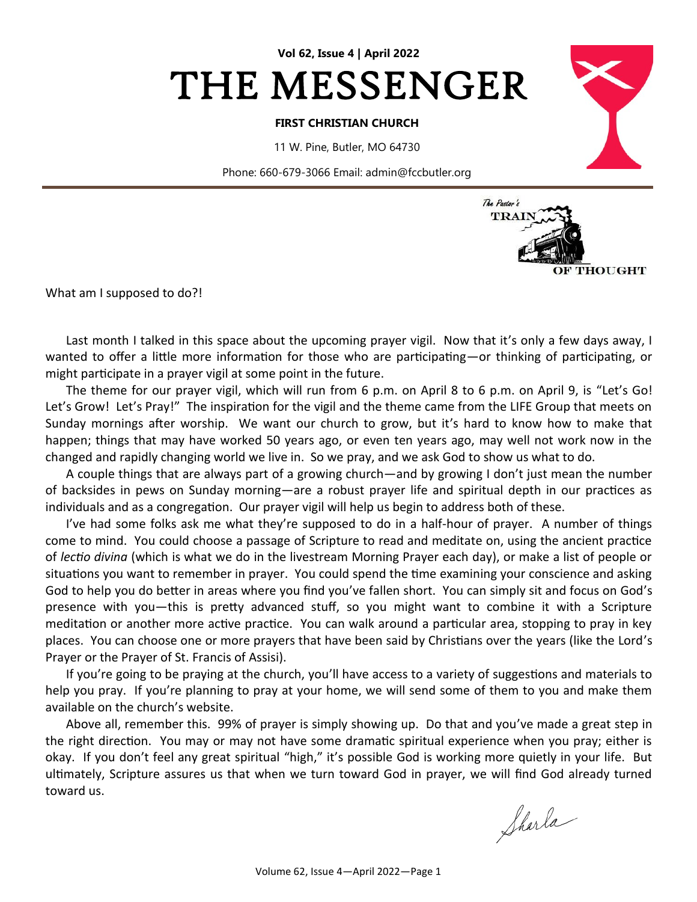**Vol 62, Issue 4 | April 2022**

# THE MESSENGER

**FIRST CHRISTIAN CHURCH**

11 W. Pine, Butler, MO 64730

Phone: 660-679-3066 Email: admin@fccbutler.org

The Pastor's TRAIN OF THOUGHT

What am I supposed to do?!

Last month I talked in this space about the upcoming prayer vigil. Now that it's only a few days away, I wanted to offer a little more information for those who are participating—or thinking of participating, or might participate in a prayer vigil at some point in the future.

The theme for our prayer vigil, which will run from 6 p.m. on April 8 to 6 p.m. on April 9, is "Let's Go! Let's Grow! Let's Pray!" The inspiration for the vigil and the theme came from the LIFE Group that meets on Sunday mornings after worship. We want our church to grow, but it's hard to know how to make that happen; things that may have worked 50 years ago, or even ten years ago, may well not work now in the changed and rapidly changing world we live in. So we pray, and we ask God to show us what to do.

A couple things that are always part of a growing church—and by growing I don't just mean the number of backsides in pews on Sunday morning—are a robust prayer life and spiritual depth in our practices as individuals and as a congregation. Our prayer vigil will help us begin to address both of these.

I've had some folks ask me what they're supposed to do in a half-hour of prayer. A number of things come to mind. You could choose a passage of Scripture to read and meditate on, using the ancient practice of *lectio divina* (which is what we do in the livestream Morning Prayer each day), or make a list of people or situations you want to remember in prayer. You could spend the time examining your conscience and asking God to help you do better in areas where you find you've fallen short. You can simply sit and focus on God's presence with you—this is pretty advanced stuff, so you might want to combine it with a Scripture meditation or another more active practice. You can walk around a particular area, stopping to pray in key places. You can choose one or more prayers that have been said by Christians over the years (like the Lord's Prayer or the Prayer of St. Francis of Assisi).

If you're going to be praying at the church, you'll have access to a variety of suggestions and materials to help you pray. If you're planning to pray at your home, we will send some of them to you and make them available on the church's website.

Above all, remember this. 99% of prayer is simply showing up. Do that and you've made a great step in the right direction. You may or may not have some dramatic spiritual experience when you pray; either is okay. If you don't feel any great spiritual "high," it's possible God is working more quietly in your life. But ultimately, Scripture assures us that when we turn toward God in prayer, we will find God already turned toward us.

Sharla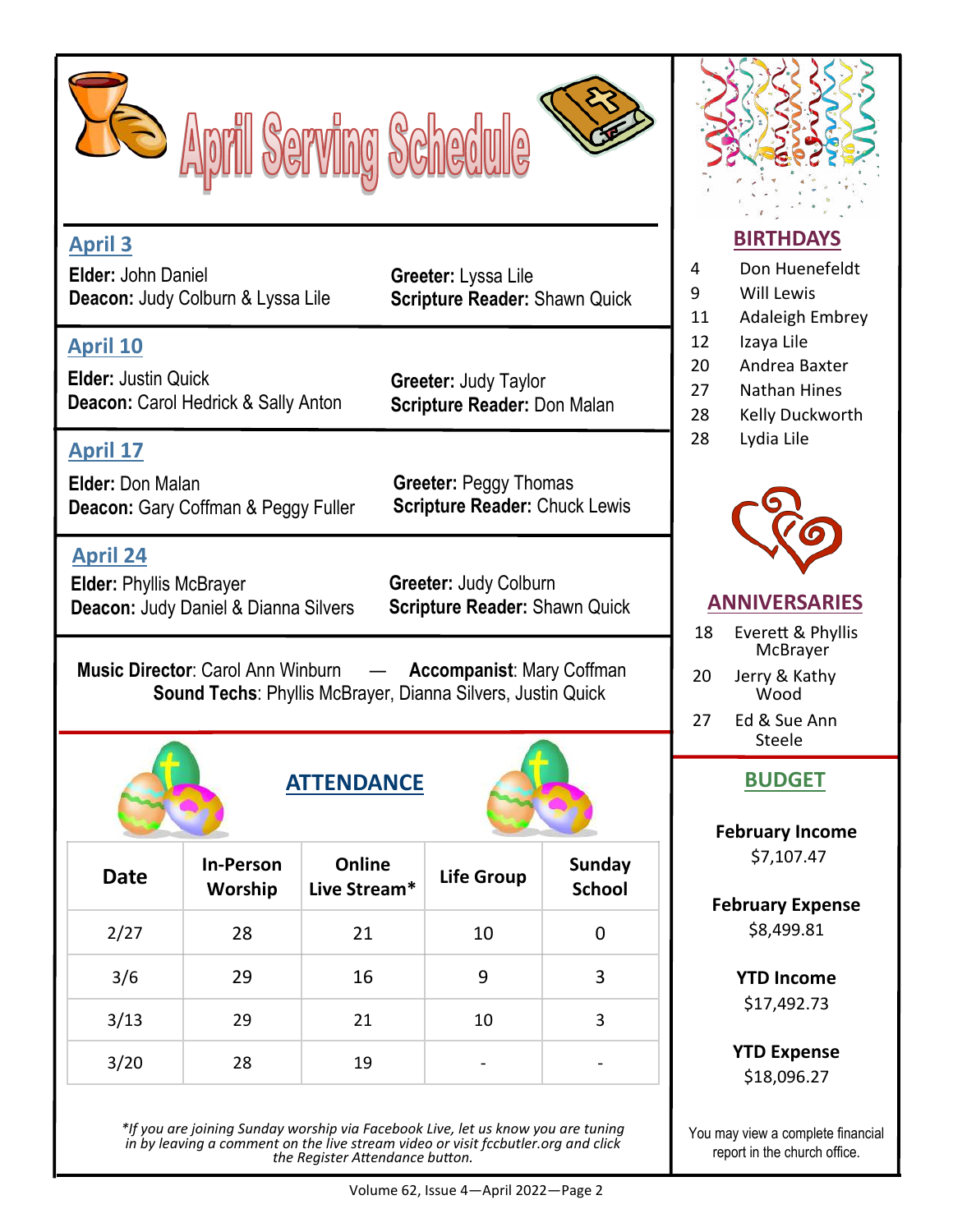# April Serving Schedule

## April 3

**Elder:** John Daniel
**Deacon:** Judy Colburn & Lyssa Lile

**Greeter:** Lyssa Lile
**Scripture Reader:** Shawn Quick

## April 10

**Elder:** Justin Quick
**Deacon:** Carol Hedrick & Sally Anton

**Greeter:** Judy Taylor
**Scripture Reader:** Don Malan

## April 17

**Elder:** Don Malan
**Deacon:** Gary Coffman & Peggy Fuller

**Greeter:** Peggy Thomas
**Scripture Reader:** Chuck Lewis

## April 24

**Elder:** Phyllis McBrayer
**Deacon:** Judy Daniel & Dianna Silvers

**Greeter:** Judy Colburn
**Scripture Reader:** Shawn Quick

**Music Director**: Carol Ann Winburn — **Accompanist**: Mary Coffman
**Sound Techs**: Phyllis McBrayer, Dianna Silvers, Justin Quick

## ATTENDANCE

| Date | In-Person Worship | Online Live Stream* | Life Group | Sunday School |
|---|---|---|---|---|
| 2/27 | 28 | 21 | 10 | 0 |
| 3/6 | 29 | 16 | 9 | 3 |
| 3/13 | 29 | 21 | 10 | 3 |
| 3/20 | 28 | 19 | - | - |

*\*If you are joining Sunday worship via Facebook Live, let us know you are tuning in by leaving a comment on the live stream video or visit fccbutler.org and click the Register Attendance button.*

## BIRTHDAYS

- 4 Don Huenefeldt
- 9 Will Lewis
- 11 Adaleigh Embrey
- 12 Izaya Lile
- 20 Andrea Baxter
- 27 Nathan Hines
- 28 Kelly Duckworth
- 28 Lydia Lile

## ANNIVERSARIES

- 18 Everett & Phyllis McBrayer
- 20 Jerry & Kathy Wood
- 27 Ed & Sue Ann Steele

## BUDGET

**February Income**
$7,107.47

**February Expense**
$8,499.81

**YTD Income**
$17,492.73

**YTD Expense**
$18,096.27

You may view a complete financial report in the church office.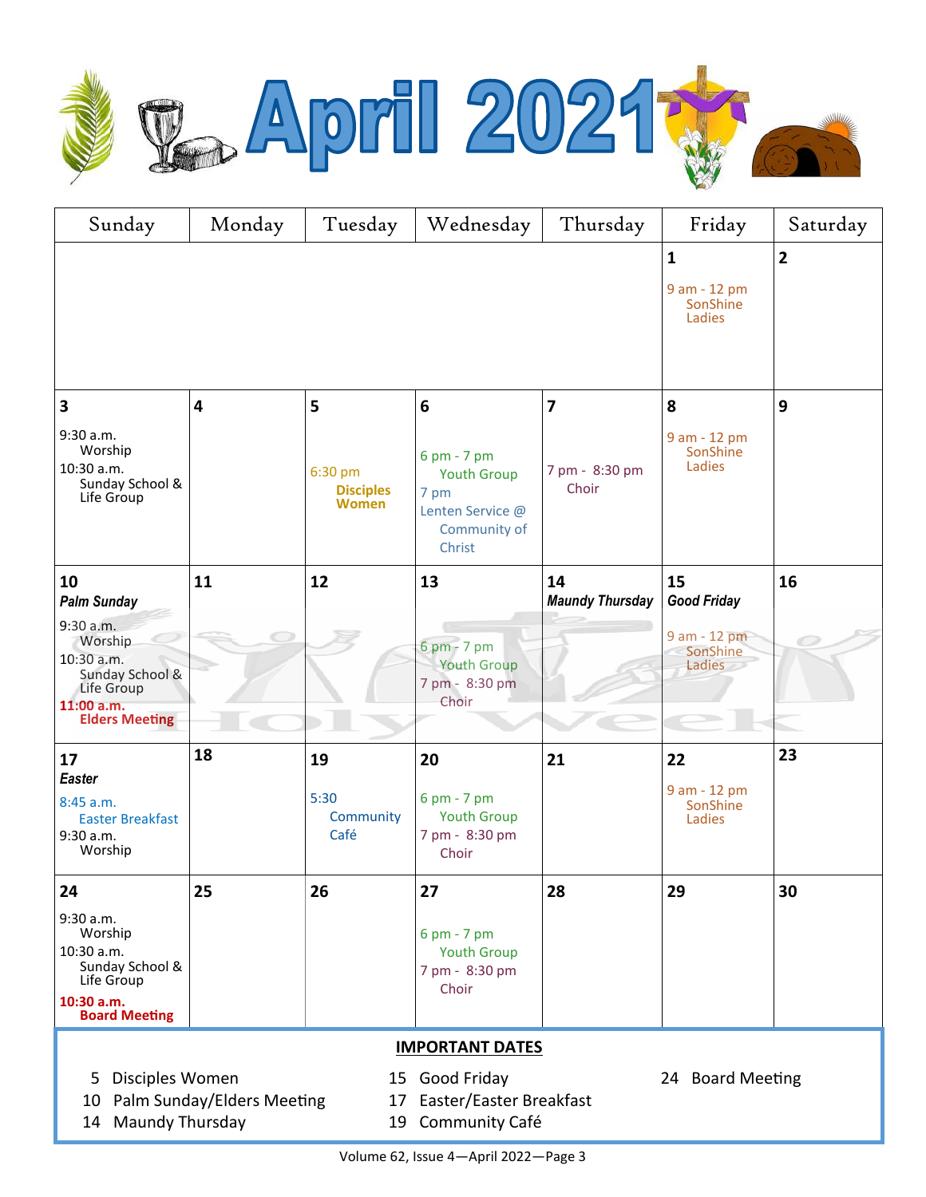# April 2021

| Sunday | Monday | Tuesday | Wednesday | Thursday | Friday | Saturday |
|---|---|---|---|---|---|---|
| | | | | | **1** 9 am - 12 pm SonShine Ladies | **2** |
| **3** 9:30 a.m. Worship 10:30 a.m. Sunday School & Life Group | **4** | **5** 6:30 pm **Disciples Women** | **6** 6 pm - 7 pm Youth Group 7 pm Lenten Service @ Community of Christ | **7** 7 pm - 8:30 pm Choir | **8** 9 am - 12 pm SonShine Ladies | **9** |
| **10** ***Palm Sunday*** 9:30 a.m. Worship 10:30 a.m. Sunday School & Life Group **11:00 a.m. Elders Meeting** | **11** | **12** | **13** 6 pm - 7 pm Youth Group 7 pm - 8:30 pm Choir | **14** ***Maundy Thursday*** | **15** ***Good Friday*** 9 am - 12 pm SonShine Ladies | **16** |
| **17** ***Easter*** 8:45 a.m. Easter Breakfast 9:30 a.m. Worship | **18** | **19** 5:30 Community Café | **20** 6 pm - 7 pm Youth Group 7 pm - 8:30 pm Choir | **21** | **22** 9 am - 12 pm SonShine Ladies | **23** |
| **24** 9:30 a.m. Worship 10:30 a.m. Sunday School & Life Group **10:30 a.m. Board Meeting** | **25** | **26** | **27** 6 pm - 7 pm Youth Group 7 pm - 8:30 pm Choir | **28** | **29** | **30** |

## IMPORTANT DATES

- 5 Disciples Women
- 10 Palm Sunday/Elders Meeting
- 14 Maundy Thursday
- 15 Good Friday
- 17 Easter/Easter Breakfast
- 19 Community Café
- 24 Board Meeting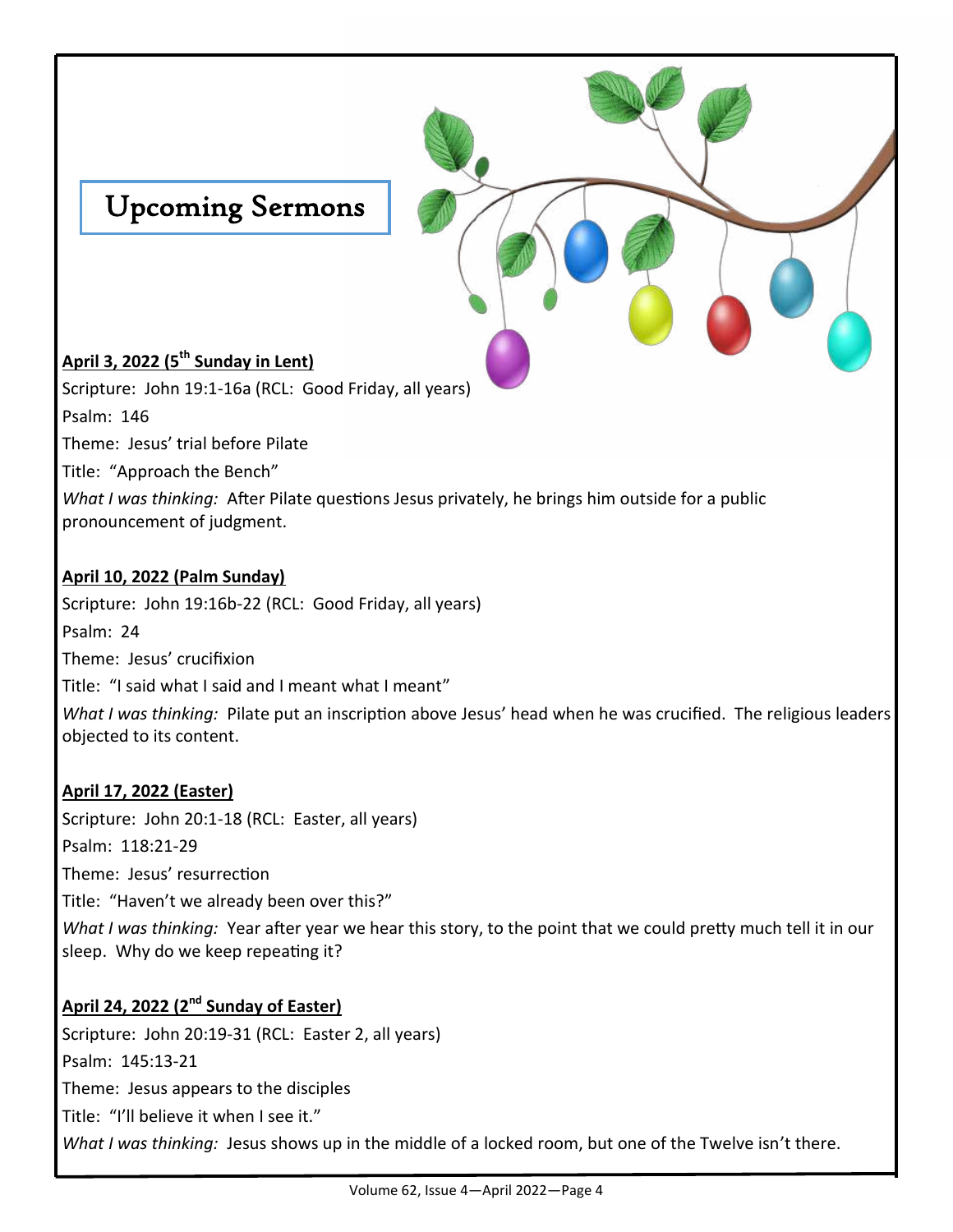# Upcoming Sermons

**<u>April 3, 2022 (5th Sunday in Lent)</u>**

Scripture: John 19:1-16a (RCL: Good Friday, all years)

Psalm: 146

Theme: Jesus' trial before Pilate

Title: "Approach the Bench"

*What I was thinking:* After Pilate questions Jesus privately, he brings him outside for a public pronouncement of judgment.

**<u>April 10, 2022 (Palm Sunday)</u>**

Scripture: John 19:16b-22 (RCL: Good Friday, all years)

Psalm: 24

Theme: Jesus' crucifixion

Title: "I said what I said and I meant what I meant"

*What I was thinking:* Pilate put an inscription above Jesus' head when he was crucified. The religious leaders objected to its content.

**<u>April 17, 2022 (Easter)</u>**

Scripture: John 20:1-18 (RCL: Easter, all years)

Psalm: 118:21-29

Theme: Jesus' resurrection

Title: "Haven't we already been over this?"

*What I was thinking:* Year after year we hear this story, to the point that we could pretty much tell it in our sleep. Why do we keep repeating it?

**<u>April 24, 2022 (2nd Sunday of Easter)</u>**

Scripture: John 20:19-31 (RCL: Easter 2, all years)

Psalm: 145:13-21

Theme: Jesus appears to the disciples

Title: "I'll believe it when I see it."

*What I was thinking:* Jesus shows up in the middle of a locked room, but one of the Twelve isn't there.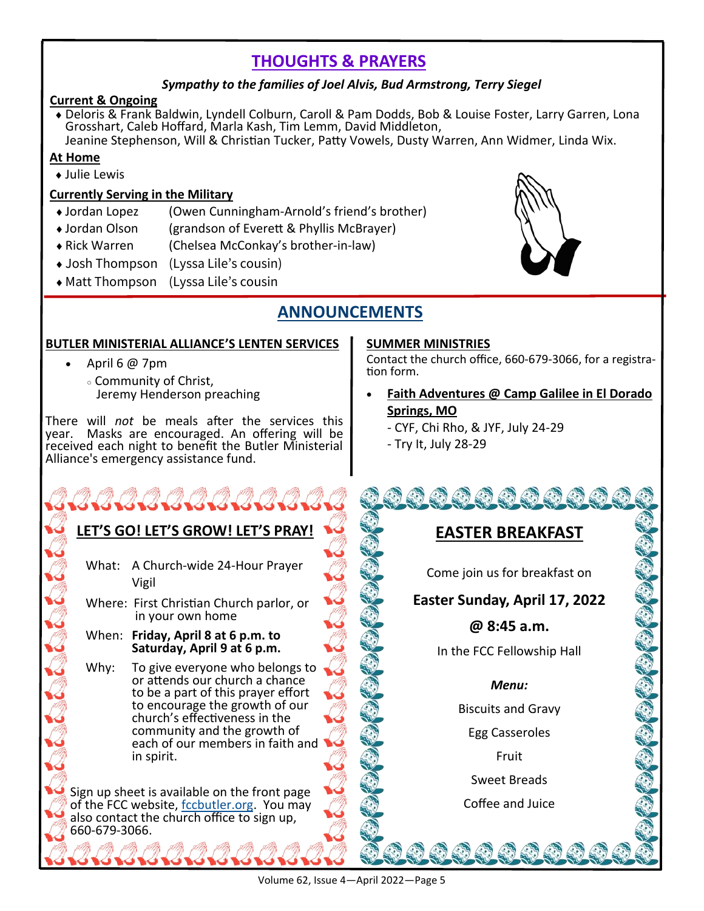## THOUGHTS & PRAYERS

***Sympathy to the families of Joel Alvis, Bud Armstrong, Terry Siegel***

**Current & Ongoing**

- Deloris & Frank Baldwin, Lyndell Colburn, Caroll & Pam Dodds, Bob & Louise Foster, Larry Garren, Lona Grosshart, Caleb Hoffard, Marla Kash, Tim Lemm, David Middleton, Jeanine Stephenson, Will & Christian Tucker, Patty Vowels, Dusty Warren, Ann Widmer, Linda Wix.

**At Home**

- Julie Lewis

**Currently Serving in the Military**

- Jordan Lopez (Owen Cunningham-Arnold's friend's brother)
- Jordan Olson (grandson of Everett & Phyllis McBrayer)
- Rick Warren (Chelsea McConkay's brother-in-law)
- Josh Thompson (Lyssa Lile's cousin)
- Matt Thompson (Lyssa Lile's cousin

## ANNOUNCEMENTS

**BUTLER MINISTERIAL ALLIANCE'S LENTEN SERVICES**

- April 6 @ 7pm
  - Community of Christ, Jeremy Henderson preaching

There will *not* be meals after the services this year. Masks are encouraged. An offering will be received each night to benefit the Butler Ministerial Alliance's emergency assistance fund.

**SUMMER MINISTRIES**

Contact the church office, 660-679-3066, for a registration form.

- **Faith Adventures @ Camp Galilee in El Dorado Springs, MO**
  - CYF, Chi Rho, & JYF, July 24-29
  - Try It, July 28-29

### LET'S GO! LET'S GROW! LET'S PRAY!

What: A Church-wide 24-Hour Prayer Vigil

Where: First Christian Church parlor, or in your own home

When: **Friday, April 8 at 6 p.m. to Saturday, April 9 at 6 p.m.**

Why: To give everyone who belongs to or attends our church a chance to be a part of this prayer effort to encourage the growth of our church's effectiveness in the community and the growth of each of our members in faith and in spirit.

Sign up sheet is available on the front page of the FCC website, fccbutler.org. You may also contact the church office to sign up, 660-679-3066.

### EASTER BREAKFAST

Come join us for breakfast on

**Easter Sunday, April 17, 2022**

**@ 8:45 a.m.**

In the FCC Fellowship Hall

***Menu:***

Biscuits and Gravy

Egg Casseroles

Fruit

Sweet Breads

Coffee and Juice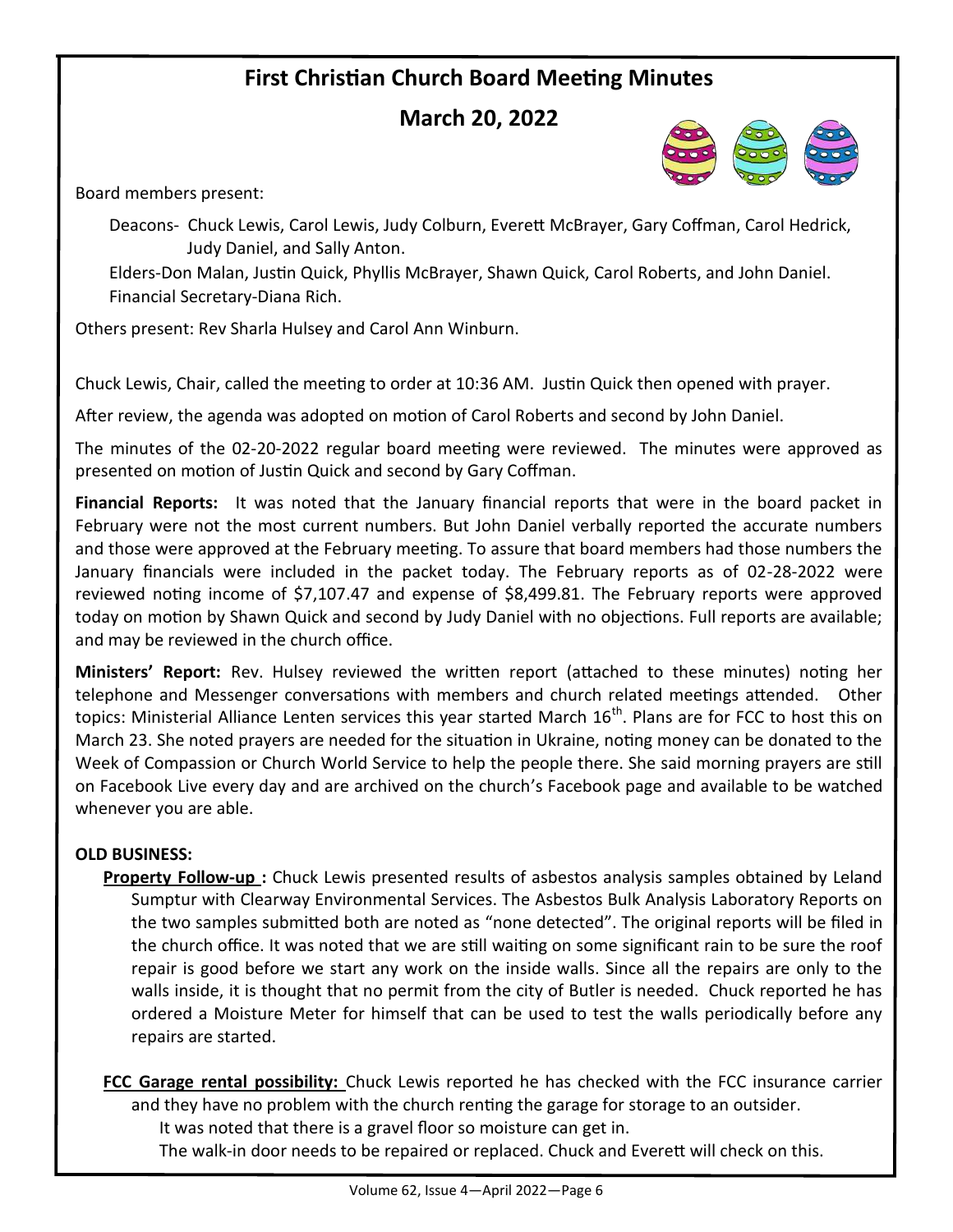# First Christian Church Board Meeting Minutes

## March 20, 2022

Board members present:

Deacons- Chuck Lewis, Carol Lewis, Judy Colburn, Everett McBrayer, Gary Coffman, Carol Hedrick, Judy Daniel, and Sally Anton.

Elders-Don Malan, Justin Quick, Phyllis McBrayer, Shawn Quick, Carol Roberts, and John Daniel.

Financial Secretary-Diana Rich.

Others present: Rev Sharla Hulsey and Carol Ann Winburn.

Chuck Lewis, Chair, called the meeting to order at 10:36 AM. Justin Quick then opened with prayer.

After review, the agenda was adopted on motion of Carol Roberts and second by John Daniel.

The minutes of the 02-20-2022 regular board meeting were reviewed. The minutes were approved as presented on motion of Justin Quick and second by Gary Coffman.

**Financial Reports:** It was noted that the January financial reports that were in the board packet in February were not the most current numbers. But John Daniel verbally reported the accurate numbers and those were approved at the February meeting. To assure that board members had those numbers the January financials were included in the packet today. The February reports as of 02-28-2022 were reviewed noting income of $7,107.47 and expense of $8,499.81. The February reports were approved today on motion by Shawn Quick and second by Judy Daniel with no objections. Full reports are available; and may be reviewed in the church office.

**Ministers' Report:** Rev. Hulsey reviewed the written report (attached to these minutes) noting her telephone and Messenger conversations with members and church related meetings attended. Other topics: Ministerial Alliance Lenten services this year started March 16th. Plans are for FCC to host this on March 23. She noted prayers are needed for the situation in Ukraine, noting money can be donated to the Week of Compassion or Church World Service to help the people there. She said morning prayers are still on Facebook Live every day and are archived on the church's Facebook page and available to be watched whenever you are able.

**OLD BUSINESS:**

**Property Follow-up :** Chuck Lewis presented results of asbestos analysis samples obtained by Leland Sumptur with Clearway Environmental Services. The Asbestos Bulk Analysis Laboratory Reports on the two samples submitted both are noted as "none detected". The original reports will be filed in the church office. It was noted that we are still waiting on some significant rain to be sure the roof repair is good before we start any work on the inside walls. Since all the repairs are only to the walls inside, it is thought that no permit from the city of Butler is needed. Chuck reported he has ordered a Moisture Meter for himself that can be used to test the walls periodically before any repairs are started.

**FCC Garage rental possibility:** Chuck Lewis reported he has checked with the FCC insurance carrier and they have no problem with the church renting the garage for storage to an outsider.

It was noted that there is a gravel floor so moisture can get in.

The walk-in door needs to be repaired or replaced. Chuck and Everett will check on this.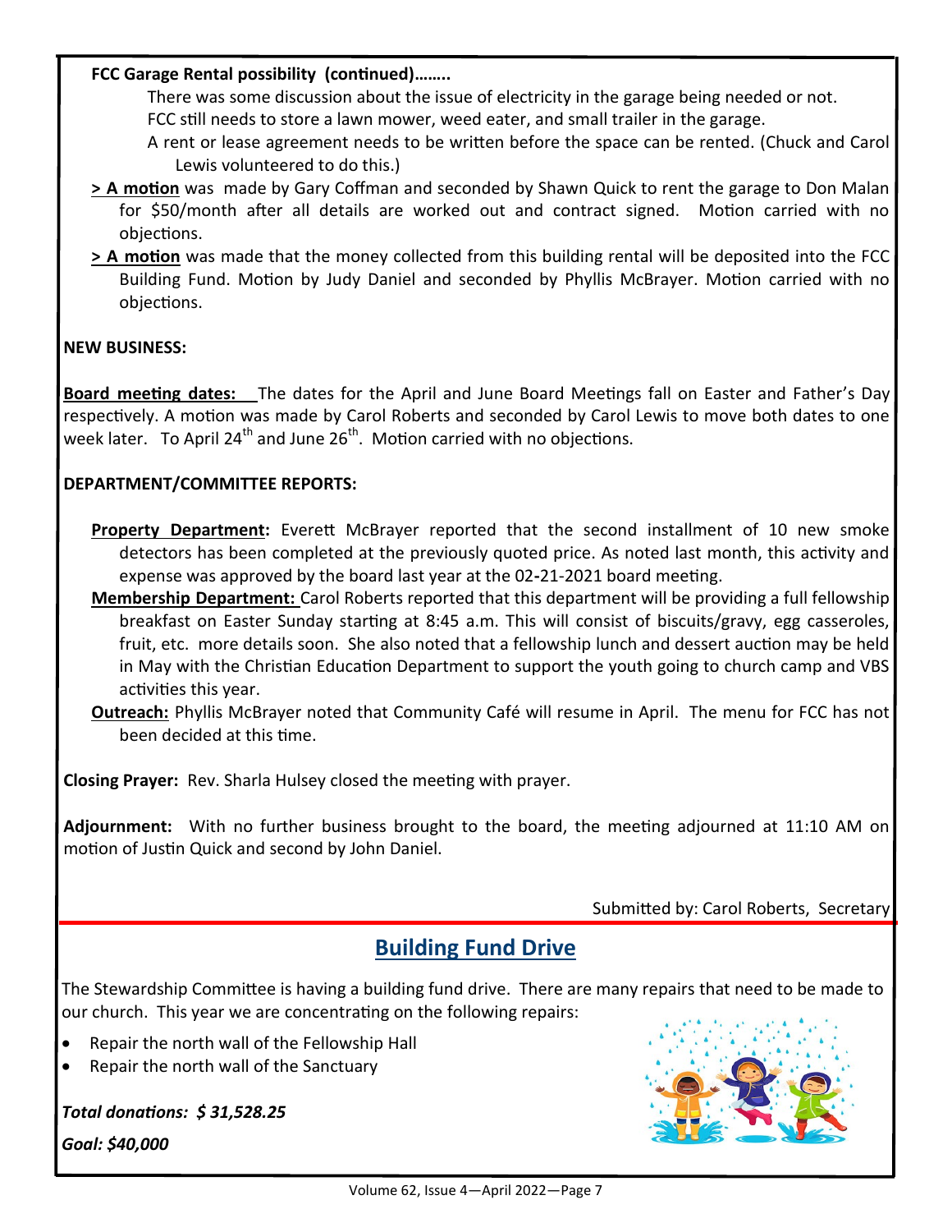**FCC Garage Rental possibility (continued)……..**

There was some discussion about the issue of electricity in the garage being needed or not.

FCC still needs to store a lawn mower, weed eater, and small trailer in the garage.

A rent or lease agreement needs to be written before the space can be rented. (Chuck and Carol Lewis volunteered to do this.)

**> A motion** was made by Gary Coffman and seconded by Shawn Quick to rent the garage to Don Malan for $50/month after all details are worked out and contract signed. Motion carried with no objections.

**> A motion** was made that the money collected from this building rental will be deposited into the FCC Building Fund. Motion by Judy Daniel and seconded by Phyllis McBrayer. Motion carried with no objections.

**NEW BUSINESS:**

**Board meeting dates:** The dates for the April and June Board Meetings fall on Easter and Father's Day respectively. A motion was made by Carol Roberts and seconded by Carol Lewis to move both dates to one week later. To April 24th and June 26th. Motion carried with no objections.

**DEPARTMENT/COMMITTEE REPORTS:**

**Property Department:** Everett McBrayer reported that the second installment of 10 new smoke detectors has been completed at the previously quoted price. As noted last month, this activity and expense was approved by the board last year at the 02-21-2021 board meeting.

**Membership Department:** Carol Roberts reported that this department will be providing a full fellowship breakfast on Easter Sunday starting at 8:45 a.m. This will consist of biscuits/gravy, egg casseroles, fruit, etc. more details soon. She also noted that a fellowship lunch and dessert auction may be held in May with the Christian Education Department to support the youth going to church camp and VBS activities this year.

**Outreach:** Phyllis McBrayer noted that Community Café will resume in April. The menu for FCC has not been decided at this time.

**Closing Prayer:** Rev. Sharla Hulsey closed the meeting with prayer.

**Adjournment:** With no further business brought to the board, the meeting adjourned at 11:10 AM on motion of Justin Quick and second by John Daniel.

Submitted by: Carol Roberts, Secretary

## Building Fund Drive

The Stewardship Committee is having a building fund drive. There are many repairs that need to be made to our church. This year we are concentrating on the following repairs:

- Repair the north wall of the Fellowship Hall
- Repair the north wall of the Sanctuary

***Total donations: $ 31,528.25***

***Goal: $40,000***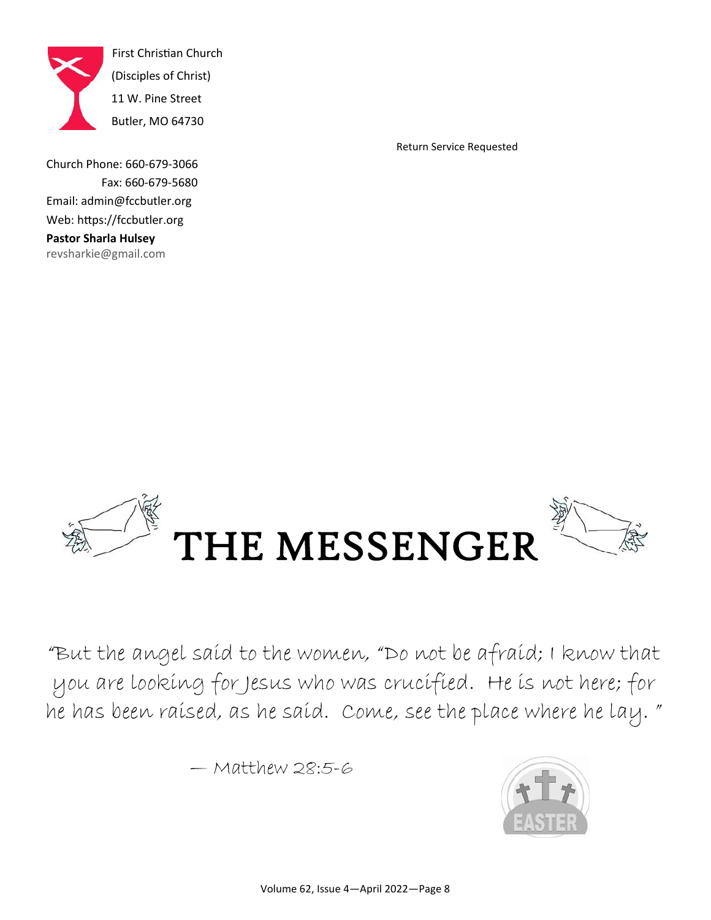First Christian Church

(Disciples of Christ)

11 W. Pine Street

Butler, MO 64730

Return Service Requested

Church Phone: 660-679-3066

Fax: 660-679-5680

Email: admin@fccbutler.org

Web: https://fccbutler.org

**Pastor Sharla Hulsey**

revsharkie@gmail.com

# THE MESSENGER

"But the angel said to the women, "Do not be afraid; I know that you are looking for Jesus who was crucified. He is not here; for he has been raised, as he said. Come, see the place where he lay. "

— Matthew 28:5-6

EASTER